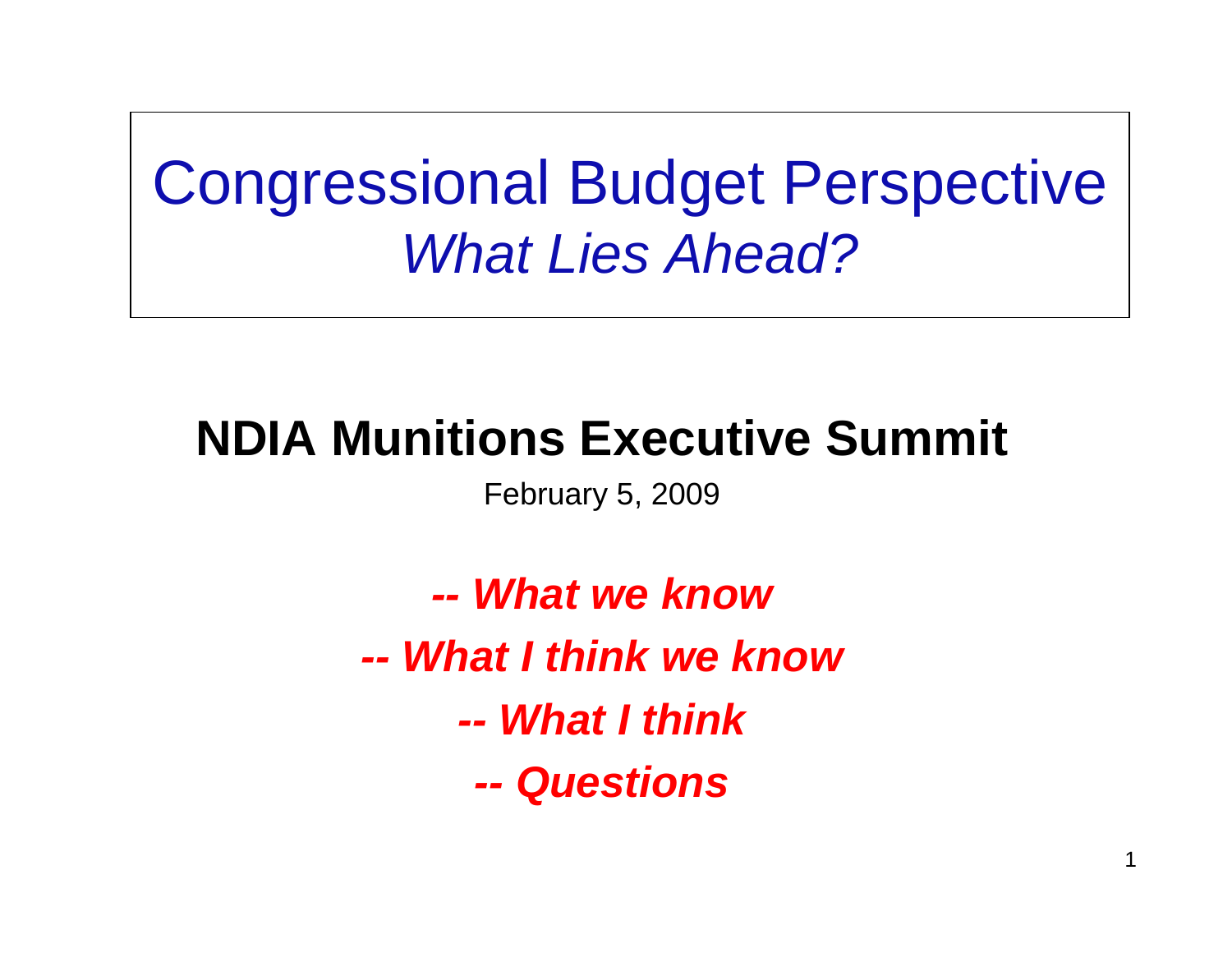# Congressional Budget Perspective

## *What Lies Ahead?*

## NDIA Munitions Executive Summit

February 5, 2009

***-- What we know***

***-- What I think we know***

***-- What I think***

***-- Questions***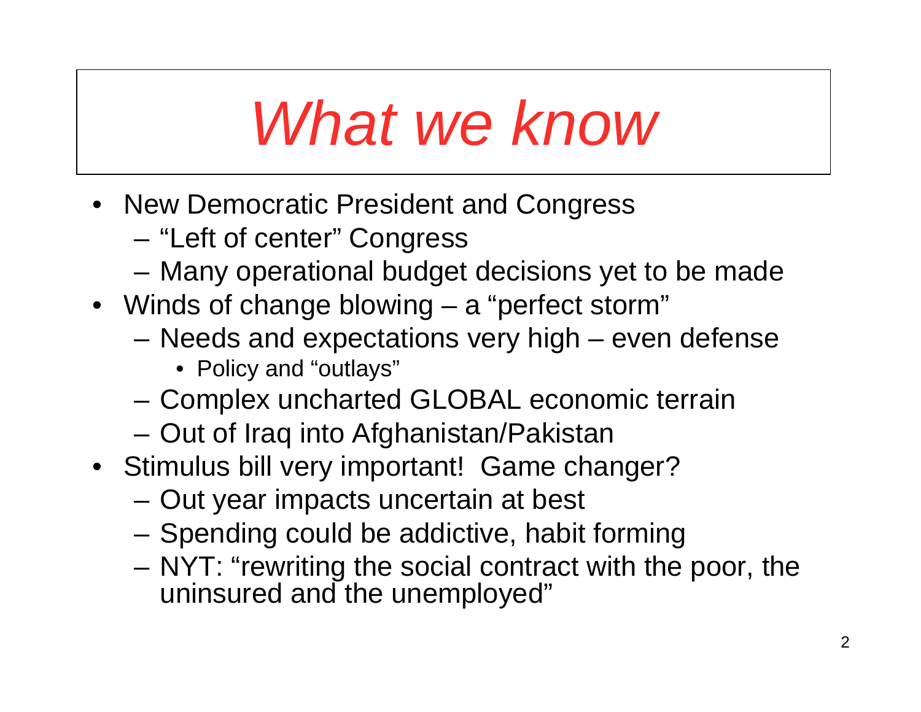# *What we know*

- New Democratic President and Congress
  - "Left of center" Congress
  - Many operational budget decisions yet to be made
- Winds of change blowing – a "perfect storm"
  - Needs and expectations very high – even defense
    - Policy and "outlays"
  - Complex uncharted GLOBAL economic terrain
  - Out of Iraq into Afghanistan/Pakistan
- Stimulus bill very important! Game changer?
  - Out year impacts uncertain at best
  - Spending could be addictive, habit forming
  - NYT: "rewriting the social contract with the poor, the uninsured and the unemployed"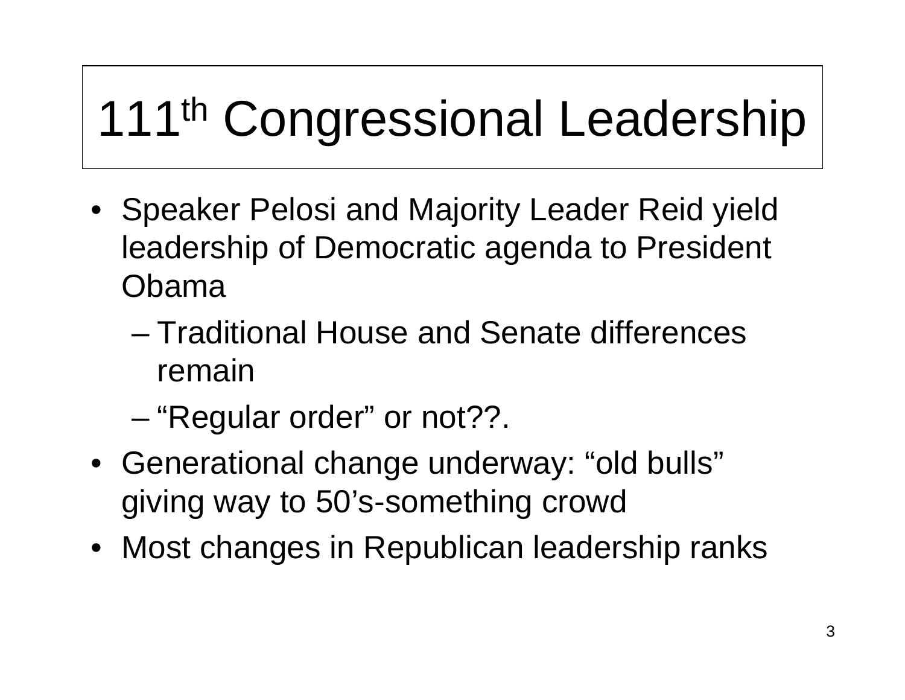# 111th Congressional Leadership

- Speaker Pelosi and Majority Leader Reid yield leadership of Democratic agenda to President Obama
  - Traditional House and Senate differences remain
  - "Regular order" or not??.
- Generational change underway: "old bulls" giving way to 50's-something crowd
- Most changes in Republican leadership ranks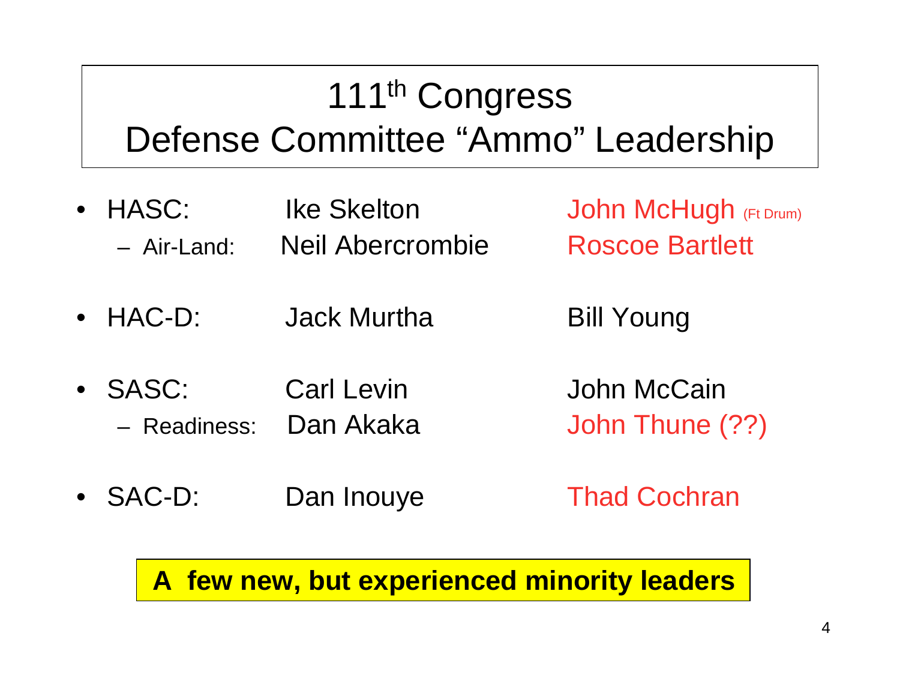# 111th Congress Defense Committee "Ammo" Leadership

- HASC: Ike Skelton — John McHugh (Ft Drum)
  - Air-Land: Neil Abercrombie — Roscoe Bartlett
- HAC-D: Jack Murtha — Bill Young
- SASC: Carl Levin — John McCain
  - Readiness: Dan Akaka — John Thune (??)
- SAC-D: Dan Inouye — Thad Cochran

**A few new, but experienced minority leaders**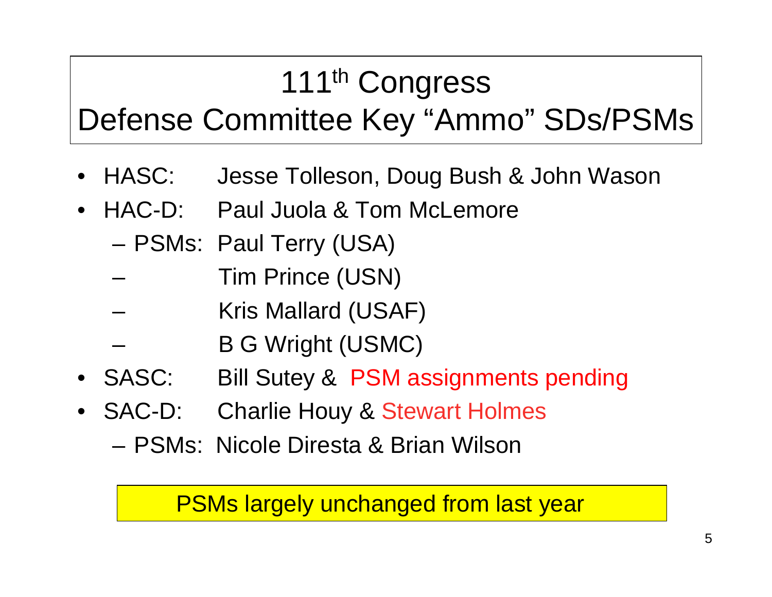# 111th Congress Defense Committee Key "Ammo" SDs/PSMs

- HASC: Jesse Tolleson, Doug Bush & John Wason
- HAC-D: Paul Juola & Tom McLemore
  - PSMs: Paul Terry (USA)
  - Tim Prince (USN)
  - Kris Mallard (USAF)
  - B G Wright (USMC)
- SASC: Bill Sutey & PSM assignments pending
- SAC-D: Charlie Houy & Stewart Holmes
  - PSMs: Nicole Diresta & Brian Wilson

PSMs largely unchanged from last year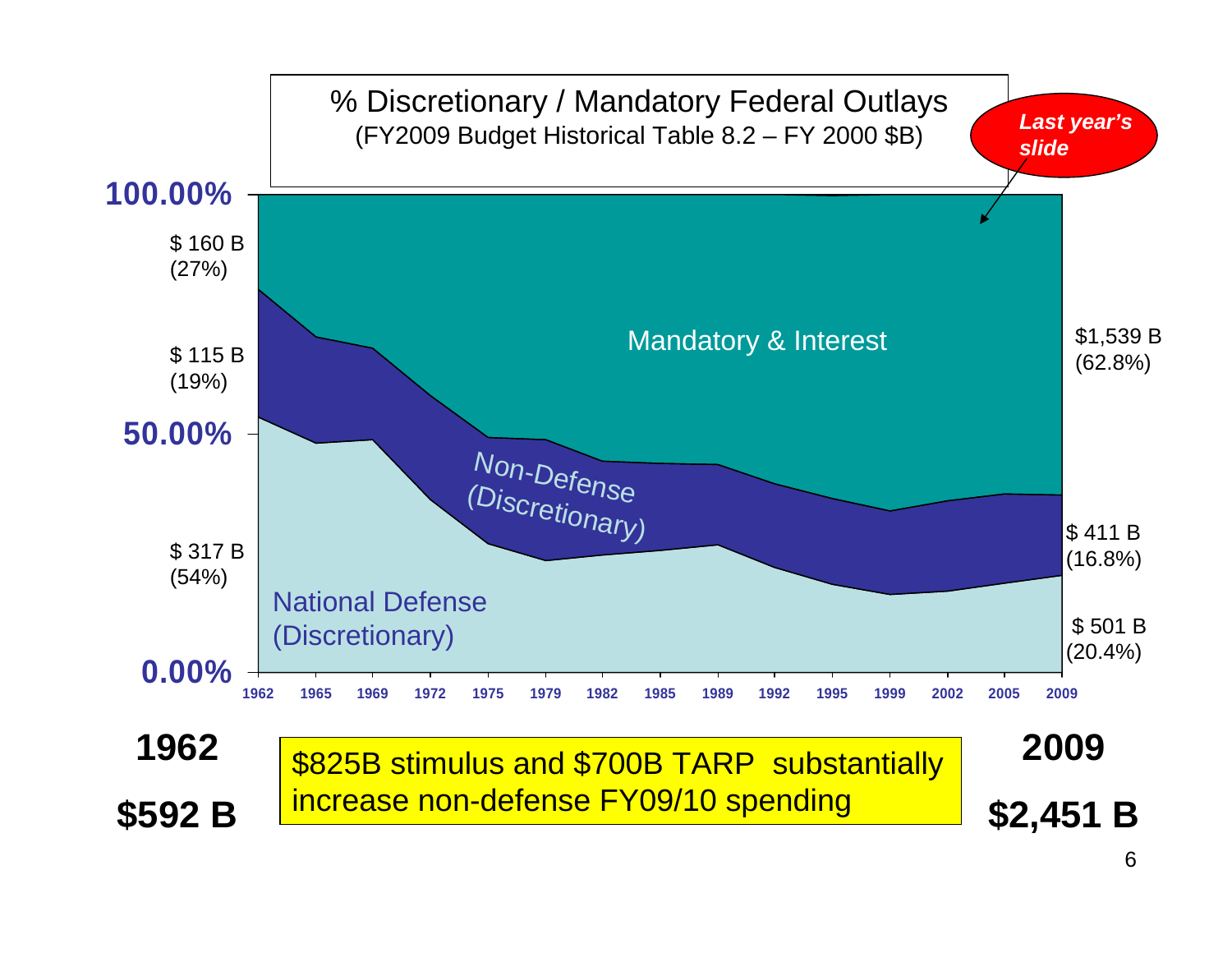## % Discretionary / Mandatory Federal Outlays

(FY2009 Budget Historical Table 8.2 – FY 2000 $B)

***Last year's slide***

100.00%

$ 160 B (27%)

Mandatory & Interest

$1,539 B (62.8%)

$ 115 B (19%)

50.00%

Non-Defense (Discretionary)

$ 411 B (16.8%)

$ 317 B (54%)

National Defense (Discretionary)

$ 501 B (20.4%)

0.00%

1962 1965 1969 1972 1975 1979 1982 1985 1989 1992 1995 1999 2002 2005 2009

**1962**

**$592 B**

$825B stimulus and $700B TARP substantially increase non-defense FY09/10 spending

**2009**

**$2,451 B**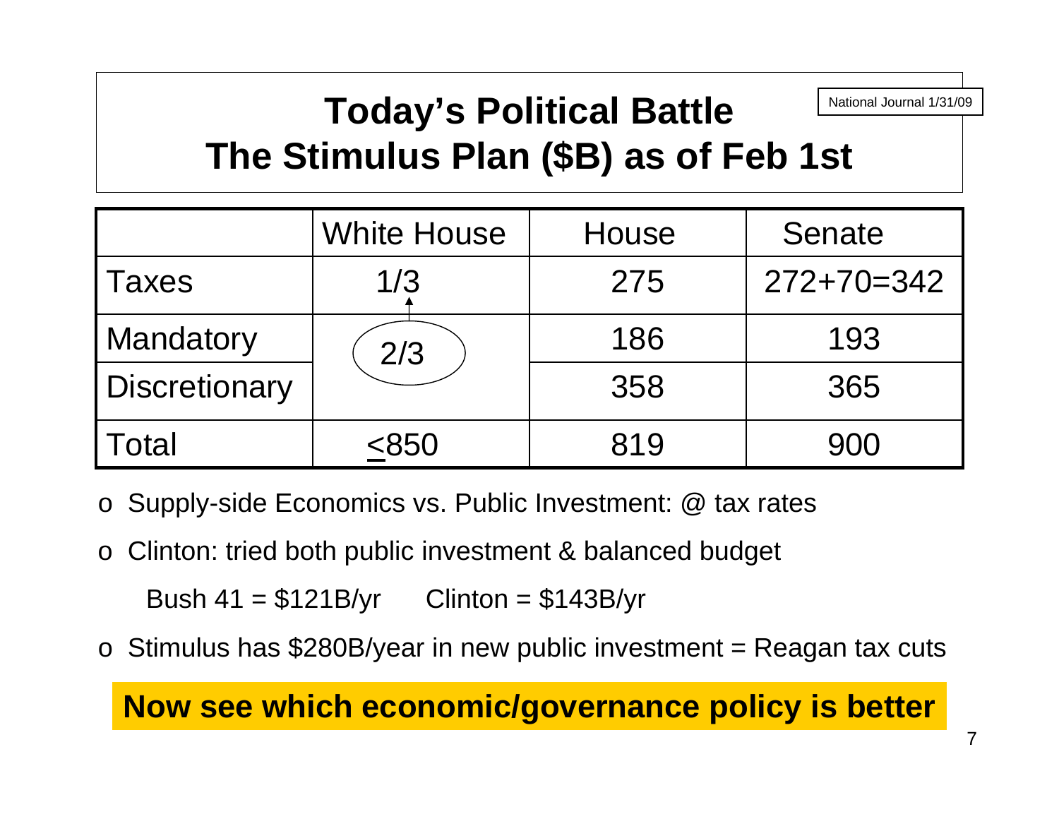# Today's Political Battle
# The Stimulus Plan ($B) as of Feb 1st

National Journal 1/31/09

| | White House | House | Senate |
|---|---|---|---|
| Taxes | 1/3 | 275 | 272+70=342 |
| Mandatory | 2/3 | 186 | 193 |
| Discretionary | | 358 | 365 |
| Total | ≤850 | 819 | 900 |

- Supply-side Economics vs. Public Investment: @ tax rates
- Clinton: tried both public investment & balanced budget

  Bush 41 = $121B/yr      Clinton = $143B/yr

- Stimulus has $280B/year in new public investment = Reagan tax cuts

**Now see which economic/governance policy is better**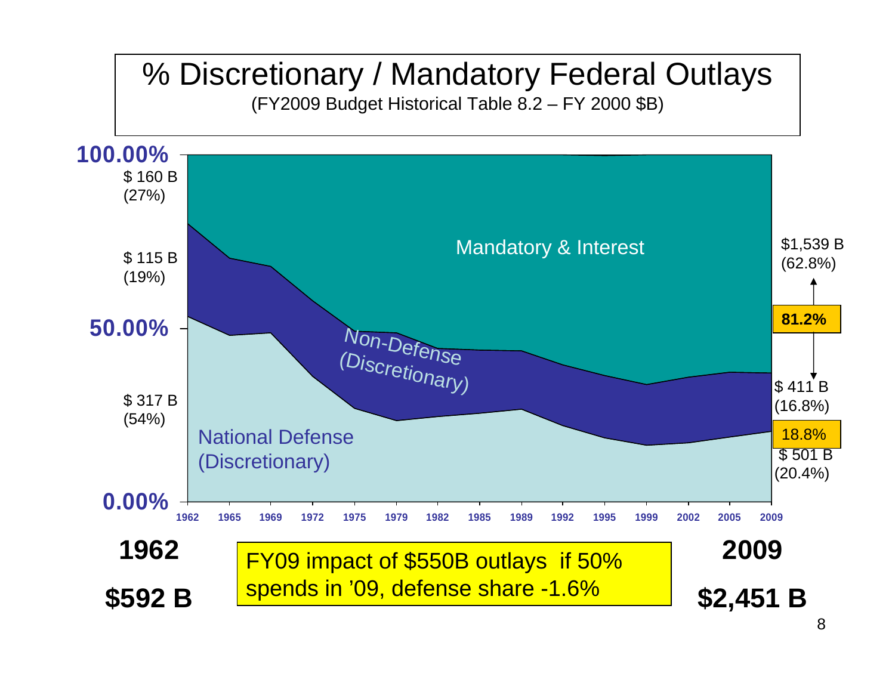# % Discretionary / Mandatory Federal Outlays

(FY2009 Budget Historical Table 8.2 – FY 2000 $B)

100.00%

$ 160 B
(27%)

$ 115 B
(19%)

50.00%

$ 317 B
(54%)

0.00%

Mandatory & Interest

Non-Defense
(Discretionary)

National Defense
(Discretionary)

$1,539 B
(62.8%)

**81.2%**

$ 411 B
(16.8%)

18.8%

$ 501 B
(20.4%)

1962 1965 1969 1972 1975 1979 1982 1985 1989 1992 1995 1999 2002 2005 2009

**1962**

**$592 B**

FY09 impact of $550B outlays if 50% spends in '09, defense share -1.6%

**2009**

**$2,451 B**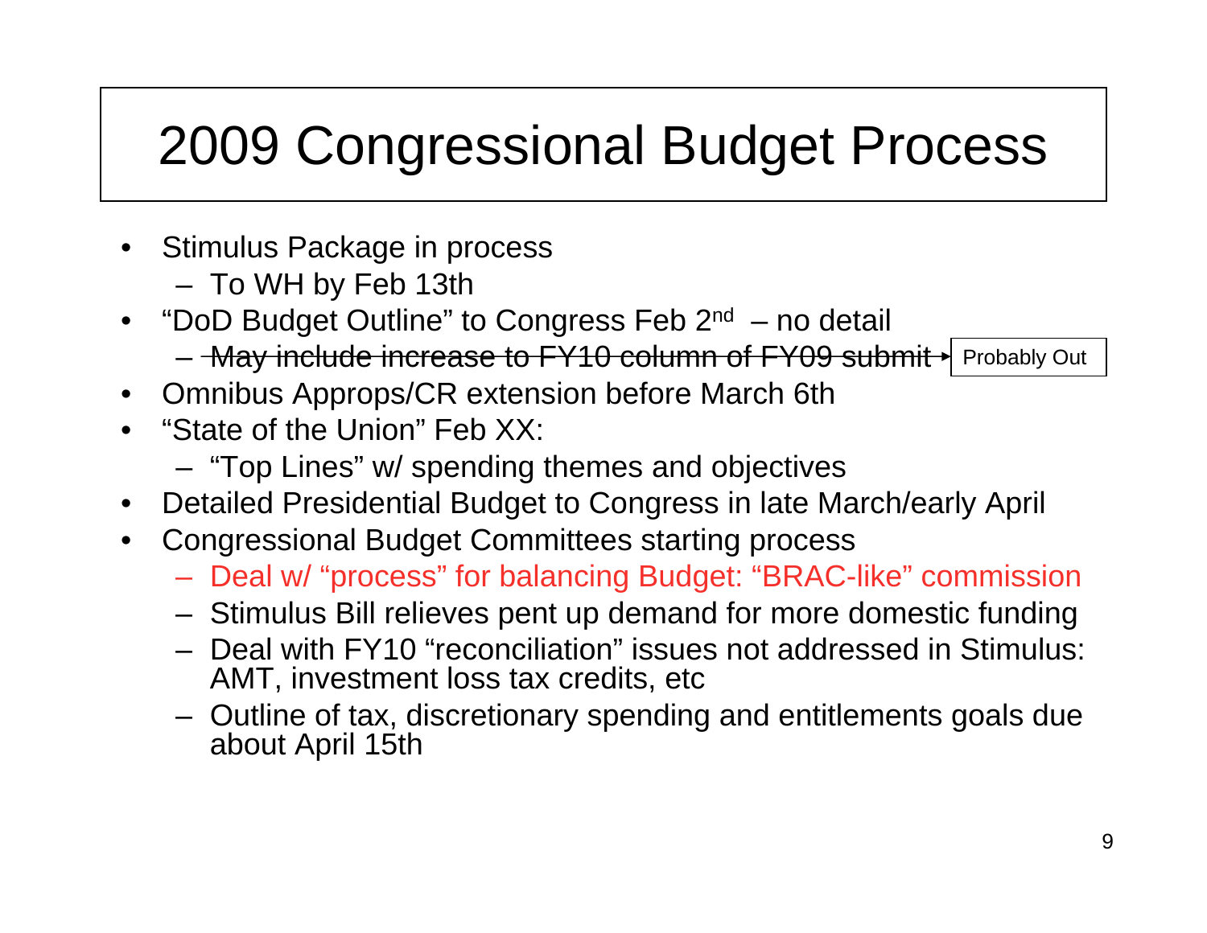# 2009 Congressional Budget Process

- Stimulus Package in process
  - To WH by Feb 13th
- "DoD Budget Outline" to Congress Feb 2$^{nd}$ – no detail
  - ~~May include increase to FY10 column of FY09 submit~~ → Probably Out
- Omnibus Approps/CR extension before March 6th
- "State of the Union" Feb XX:
  - "Top Lines" w/ spending themes and objectives
- Detailed Presidential Budget to Congress in late March/early April
- Congressional Budget Committees starting process
  - Deal w/ "process" for balancing Budget: "BRAC-like" commission
  - Stimulus Bill relieves pent up demand for more domestic funding
  - Deal with FY10 "reconciliation" issues not addressed in Stimulus: AMT, investment loss tax credits, etc
  - Outline of tax, discretionary spending and entitlements goals due about April 15th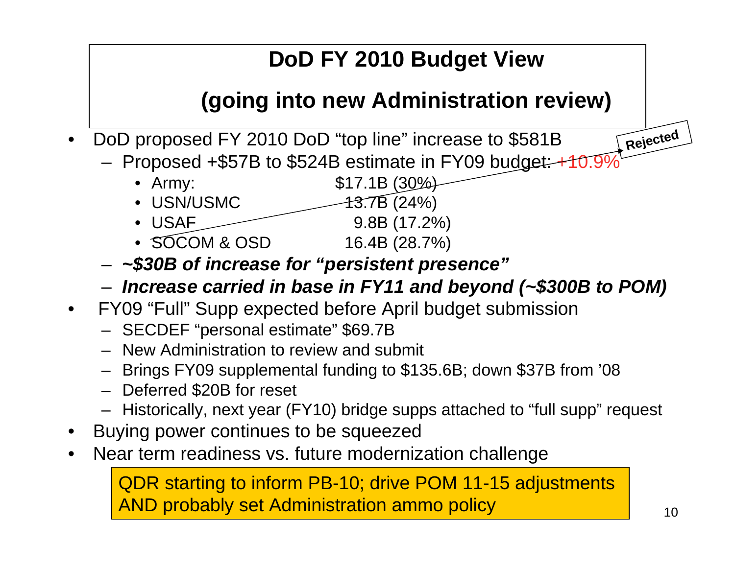# DoD FY 2010 Budget View

## (going into new Administration review)

- DoD proposed FY 2010 DoD "top line" increase to $581B
  - Proposed +$57B to $524B estimate in FY09 budget: +10.9%
    - Army: $17.1B (30%)
    - USN/USMC 13.7B (24%)
    - USAF 9.8B (17.2%)
    - SOCOM & OSD 16.4B (28.7%)
  - ***~$30B of increase for "persistent presence"***
  - ***Increase carried in base in FY11 and beyond (~$300B to POM)***

**Rejected**

- FY09 "Full" Supp expected before April budget submission
  - SECDEF "personal estimate" $69.7B
  - New Administration to review and submit
  - Brings FY09 supplemental funding to $135.6B; down $37B from '08
  - Deferred $20B for reset
  - Historically, next year (FY10) bridge supps attached to "full supp" request
- Buying power continues to be squeezed
- Near term readiness vs. future modernization challenge

QDR starting to inform PB-10; drive POM 11-15 adjustments AND probably set Administration ammo policy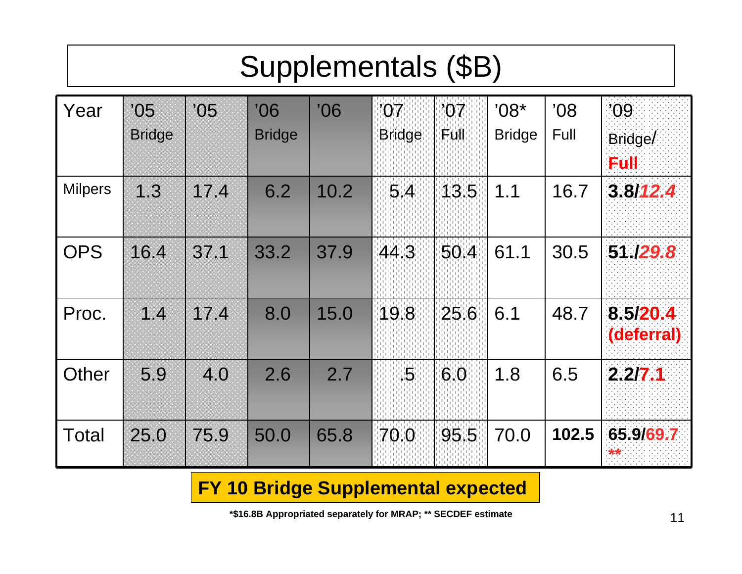# Supplementals ($B)

| Year | '05 Bridge | '05 | '06 Bridge | '06 | '07 Bridge | '07 Full | '08* Bridge | '08 Full | '09 Bridge/ **Full** |
|---|---|---|---|---|---|---|---|---|---|
| Milpers | 1.3 | 17.4 | 6.2 | 10.2 | 5.4 | 13.5 | 1.1 | 16.7 | **3.8/*12.4*** |
| OPS | 16.4 | 37.1 | 33.2 | 37.9 | 44.3 | 50.4 | 61.1 | 30.5 | **51./*29.8*** |
| Proc. | 1.4 | 17.4 | 8.0 | 15.0 | 19.8 | 25.6 | 6.1 | 48.7 | **8.5/20.4 (deferral)** |
| Other | 5.9 | 4.0 | 2.6 | 2.7 | .5 | 6.0 | 1.8 | 6.5 | **2.2/7.1** |
| Total | 25.0 | 75.9 | 50.0 | 65.8 | 70.0 | 95.5 | 70.0 | **102.5** | **65.9/69.7 ** ** |

**FY 10 Bridge Supplemental expected**

***$16.8B Appropriated separately for MRAP; ** SECDEF estimate**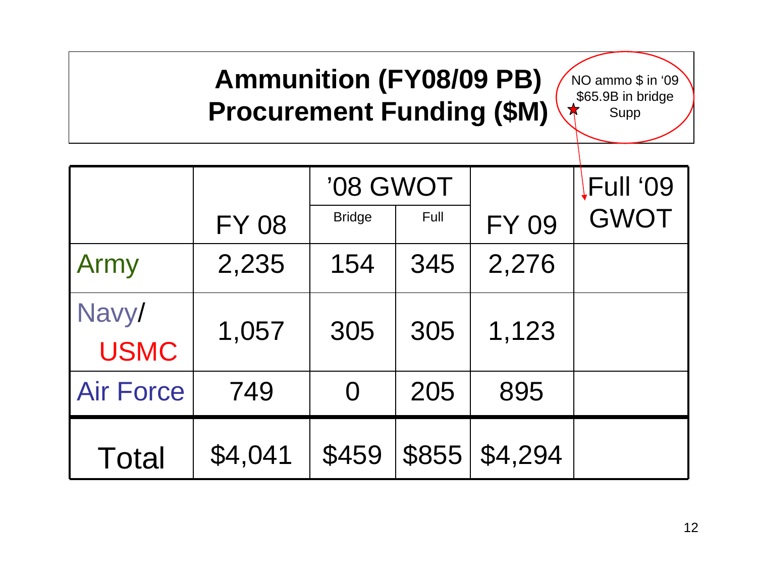# Ammunition (FY08/09 PB) Procurement Funding ($M)

NO ammo $ in '09
$65.9B in bridge Supp

| | FY 08 | '08 GWOT | | FY 09 | Full '09 GWOT |
|---|---|---|---|---|---|
| | | Bridge | Full | | |
| Army | 2,235 | 154 | 345 | 2,276 | |
| Navy/ USMC | 1,057 | 305 | 305 | 1,123 | |
| Air Force | 749 | 0 | 205 | 895 | |
| Total | $4,041 | $459 | $855 | $4,294 | |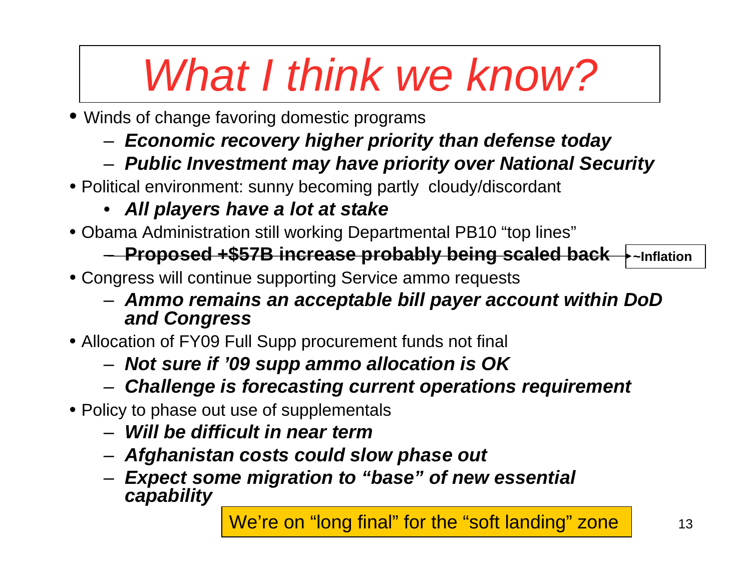# *What I think we know?*

- Winds of change favoring domestic programs
  - ***Economic recovery higher priority than defense today***
  - ***Public Investment may have priority over National Security***
- Political environment: sunny becoming partly cloudy/discordant
  - ***All players have a lot at stake***
- Obama Administration still working Departmental PB10 "top lines"
  - ~~**Proposed +$57B increase probably being scaled back**~~ → **~Inflation**
- Congress will continue supporting Service ammo requests
  - ***Ammo remains an acceptable bill payer account within DoD and Congress***
- Allocation of FY09 Full Supp procurement funds not final
  - ***Not sure if '09 supp ammo allocation is OK***
  - ***Challenge is forecasting current operations requirement***
- Policy to phase out use of supplementals
  - ***Will be difficult in near term***
  - ***Afghanistan costs could slow phase out***
  - ***Expect some migration to "base" of new essential capability***

We're on "long final" for the "soft landing" zone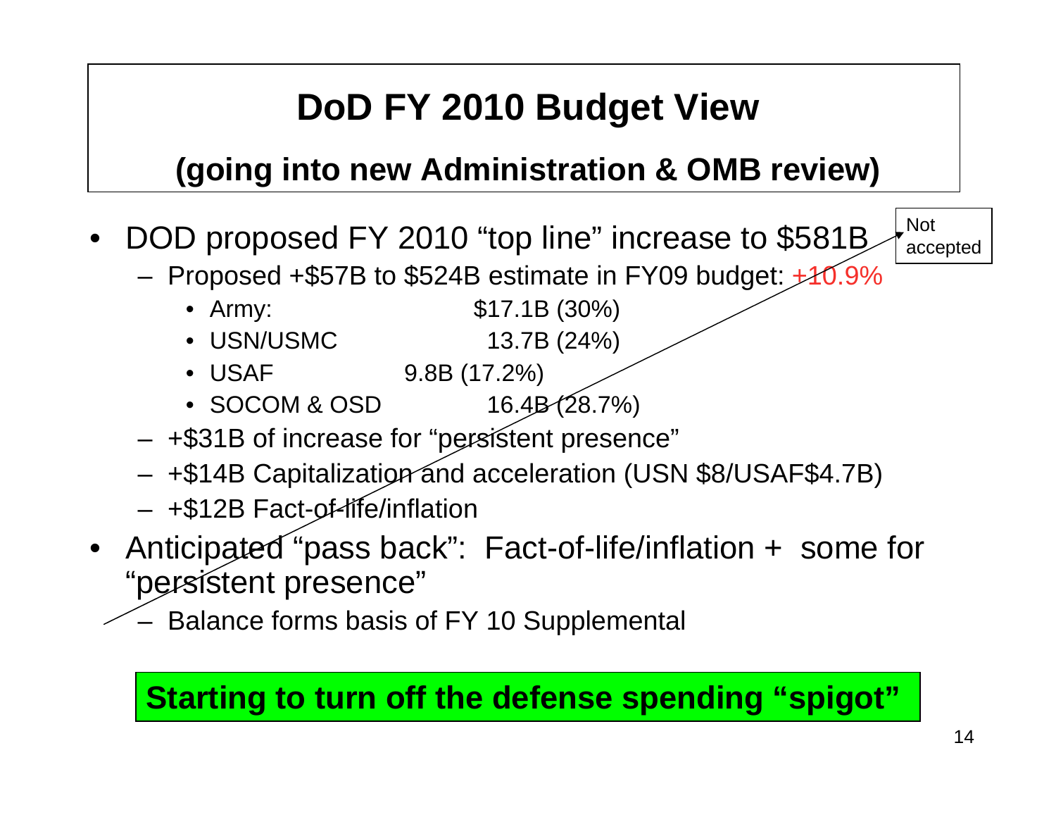# DoD FY 2010 Budget View

## (going into new Administration & OMB review)

- DOD proposed FY 2010 "top line" increase to $581B
  - Proposed +$57B to $524B estimate in FY09 budget: +10.9%
    - Army: $17.1B (30%)
    - USN/USMC 13.7B (24%)
    - USAF 9.8B (17.2%)
    - SOCOM & OSD 16.4B (28.7%)
  - +$31B of increase for "persistent presence"
  - +$14B Capitalization and acceleration (USN $8/USAF$4.7B)
  - +$12B Fact-of-life/inflation
- Anticipated "pass back": Fact-of-life/inflation + some for "persistent presence"
  - Balance forms basis of FY 10 Supplemental

Not accepted

**Starting to turn off the defense spending "spigot"**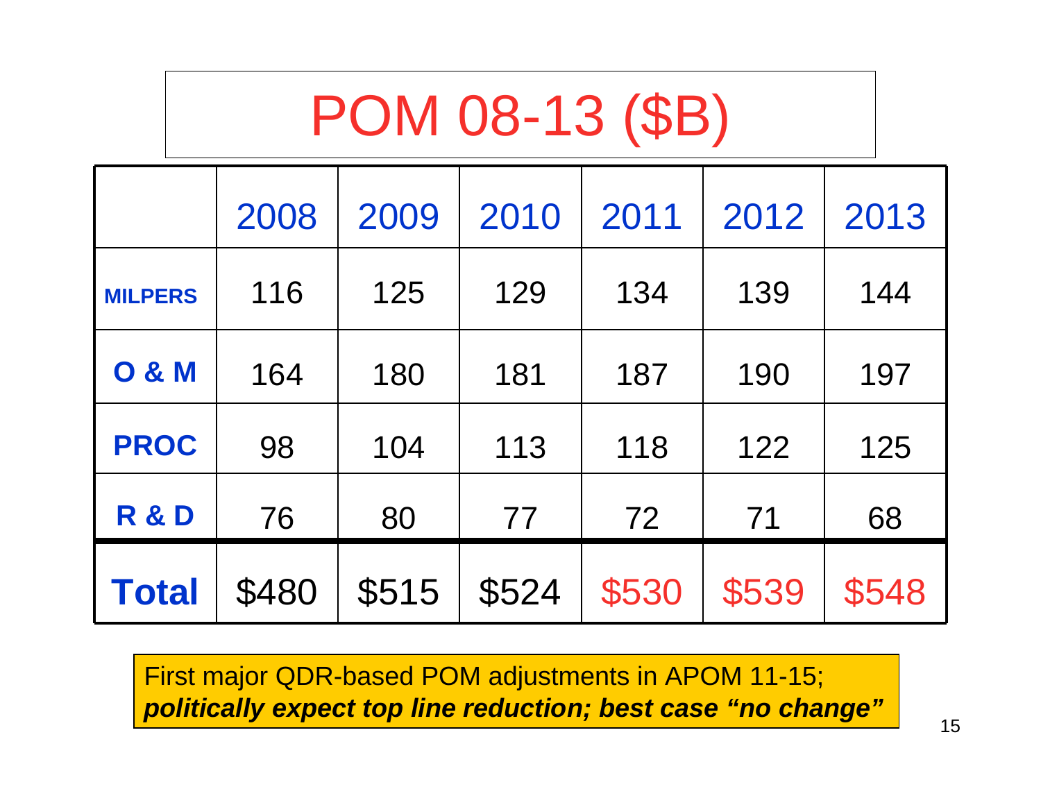# POM 08-13 ($B)

| | 2008 | 2009 | 2010 | 2011 | 2012 | 2013 |
|---|---|---|---|---|---|---|
| **MILPERS** | 116 | 125 | 129 | 134 | 139 | 144 |
| **O & M** | 164 | 180 | 181 | 187 | 190 | 197 |
| **PROC** | 98 | 104 | 113 | 118 | 122 | 125 |
| **R & D** | 76 | 80 | 77 | 72 | 71 | 68 |
| **Total** | $480 | $515 | $524 | $530 | $539 | $548 |

First major QDR-based POM adjustments in APOM 11-15; ***politically expect top line reduction; best case "no change"***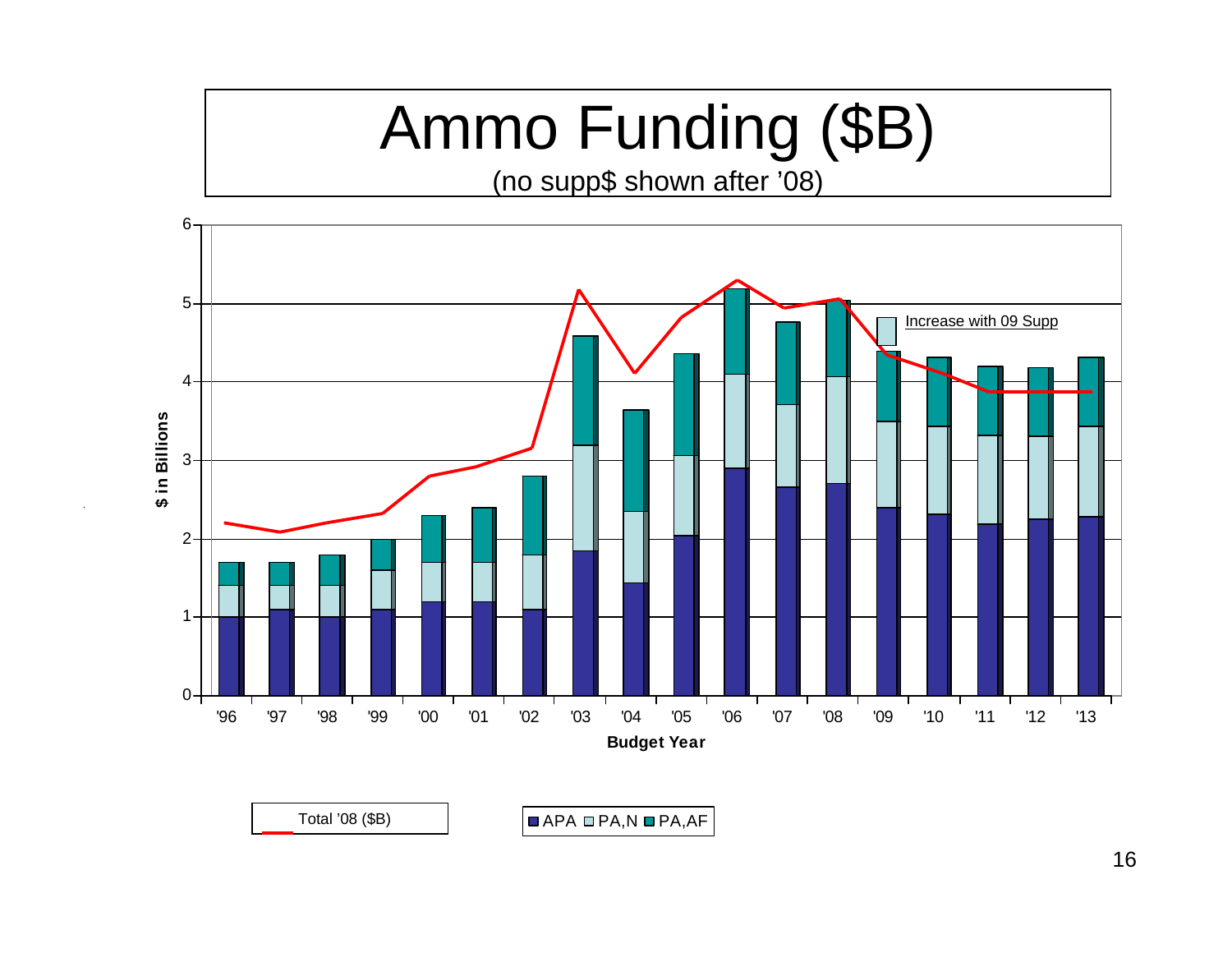# Ammo Funding ($B)

(no supp$ shown after '08)

Increase with 09 Supp

$ in Billions

Budget Year

'96 '97 '98 '99 '00 '01 '02 '03 '04 '05 '06 '07 '08 '09 '10 '11 '12 '13

Total '08 ($B)

APA PA,N PA,AF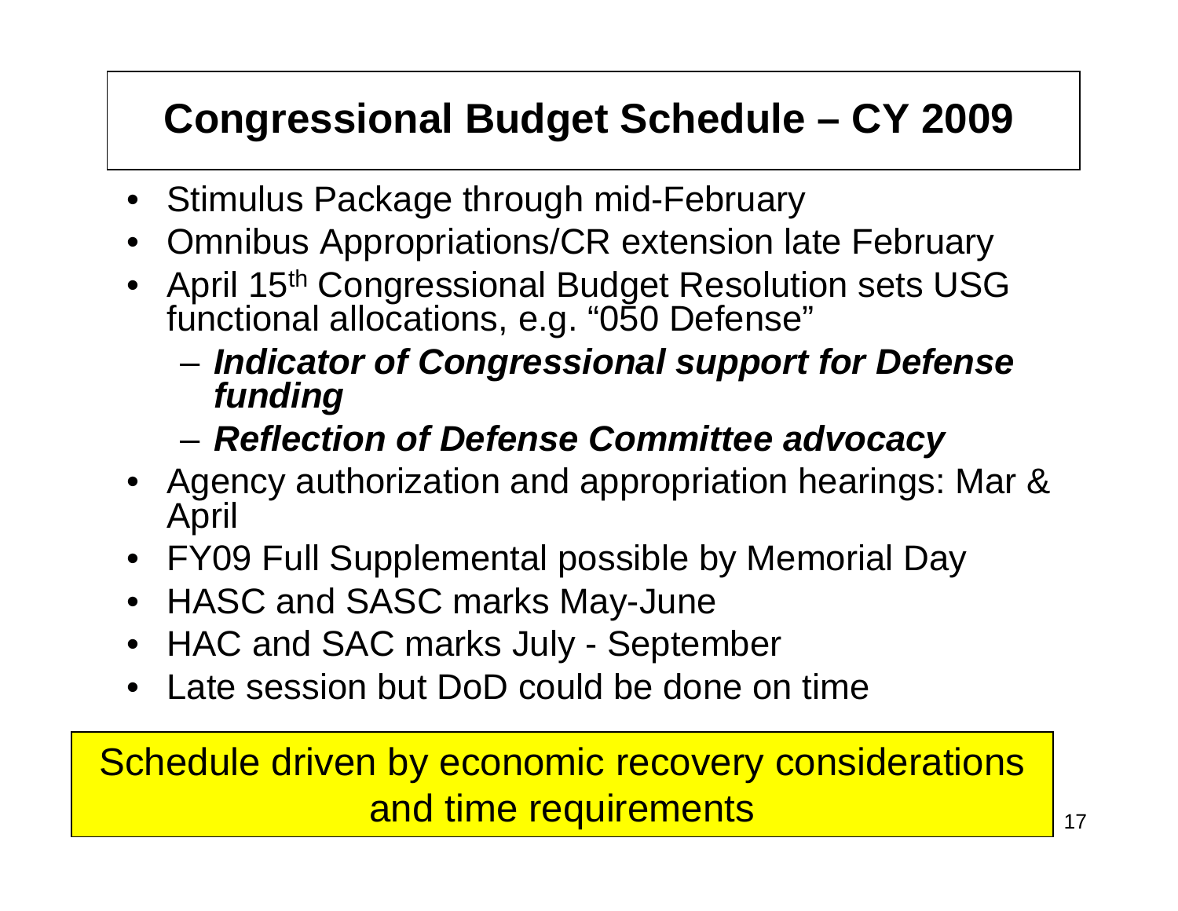# Congressional Budget Schedule – CY 2009

- Stimulus Package through mid-February
- Omnibus Appropriations/CR extension late February
- April 15th Congressional Budget Resolution sets USG functional allocations, e.g. "050 Defense"
  - ***Indicator of Congressional support for Defense funding***
  - ***Reflection of Defense Committee advocacy***
- Agency authorization and appropriation hearings: Mar & April
- FY09 Full Supplemental possible by Memorial Day
- HASC and SASC marks May-June
- HAC and SAC marks July - September
- Late session but DoD could be done on time

Schedule driven by economic recovery considerations and time requirements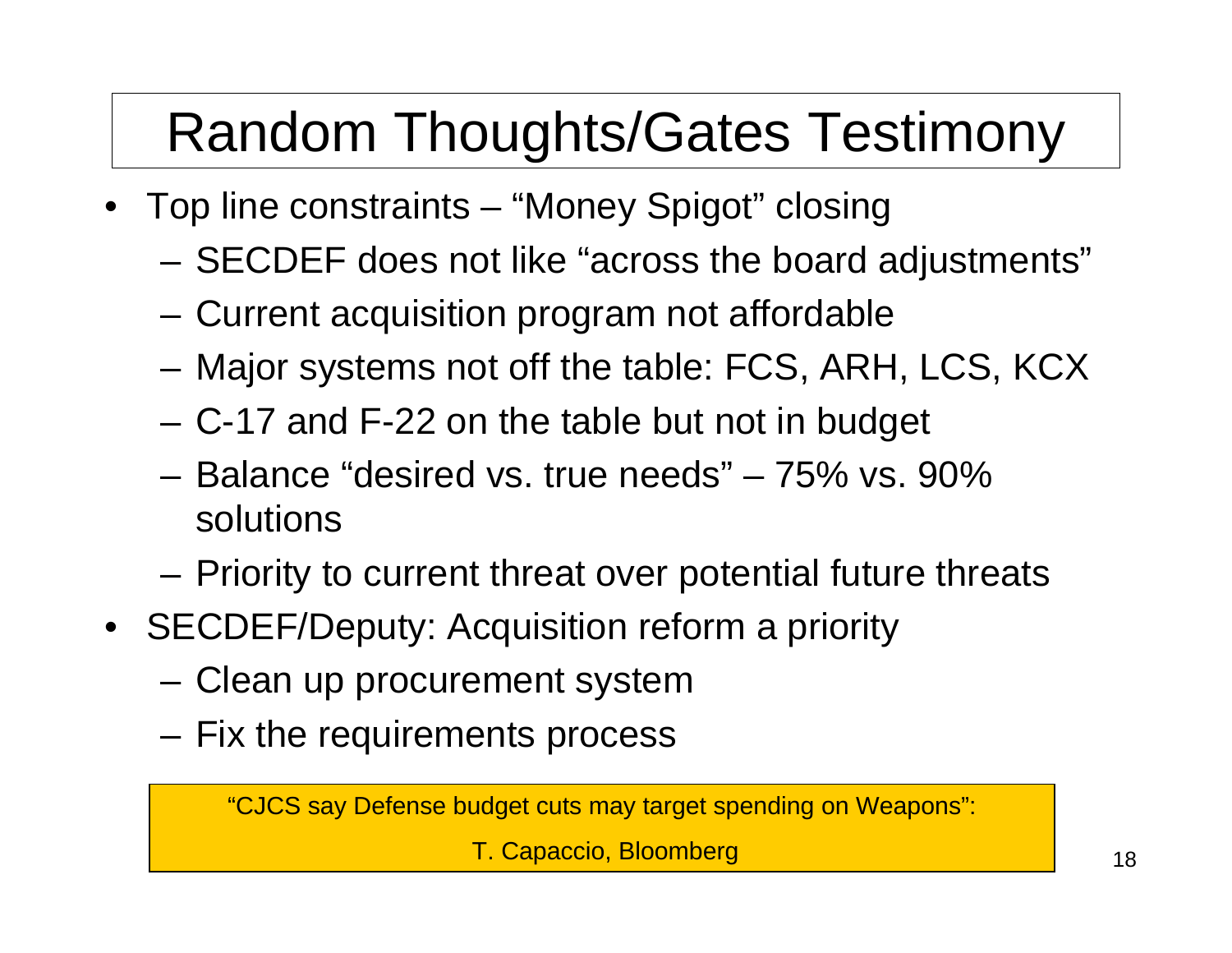# Random Thoughts/Gates Testimony

- Top line constraints – "Money Spigot" closing
  - SECDEF does not like "across the board adjustments"
  - Current acquisition program not affordable
  - Major systems not off the table: FCS, ARH, LCS, KCX
  - C-17 and F-22 on the table but not in budget
  - Balance "desired vs. true needs" – 75% vs. 90% solutions
  - Priority to current threat over potential future threats
- SECDEF/Deputy: Acquisition reform a priority
  - Clean up procurement system
  - Fix the requirements process

"CJCS say Defense budget cuts may target spending on Weapons":

T. Capaccio, Bloomberg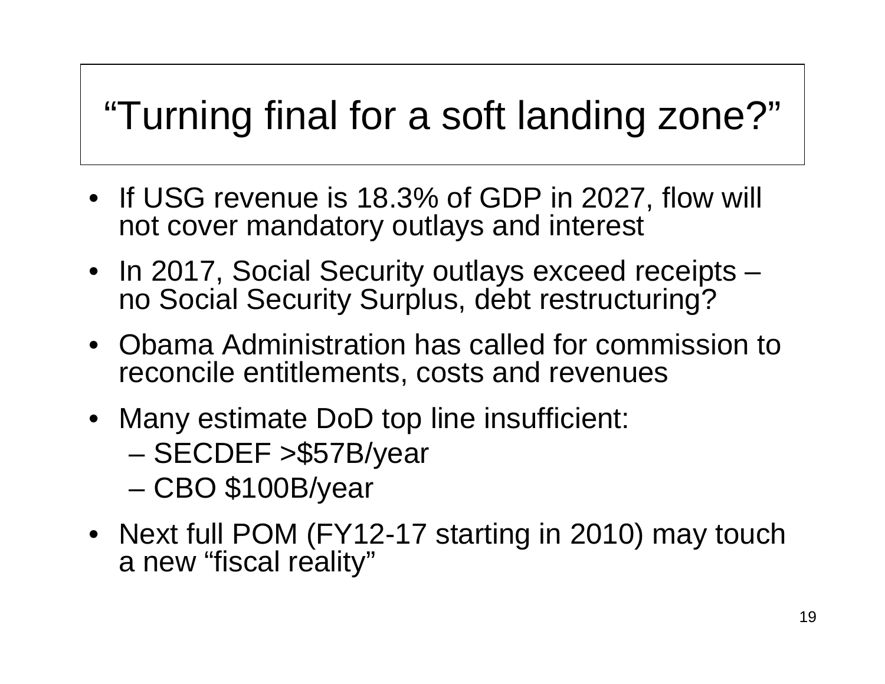# "Turning final for a soft landing zone?"

- If USG revenue is 18.3% of GDP in 2027, flow will not cover mandatory outlays and interest
- In 2017, Social Security outlays exceed receipts – no Social Security Surplus, debt restructuring?
- Obama Administration has called for commission to reconcile entitlements, costs and revenues
- Many estimate DoD top line insufficient:
  - SECDEF >$57B/year
  - CBO $100B/year
- Next full POM (FY12-17 starting in 2010) may touch a new "fiscal reality"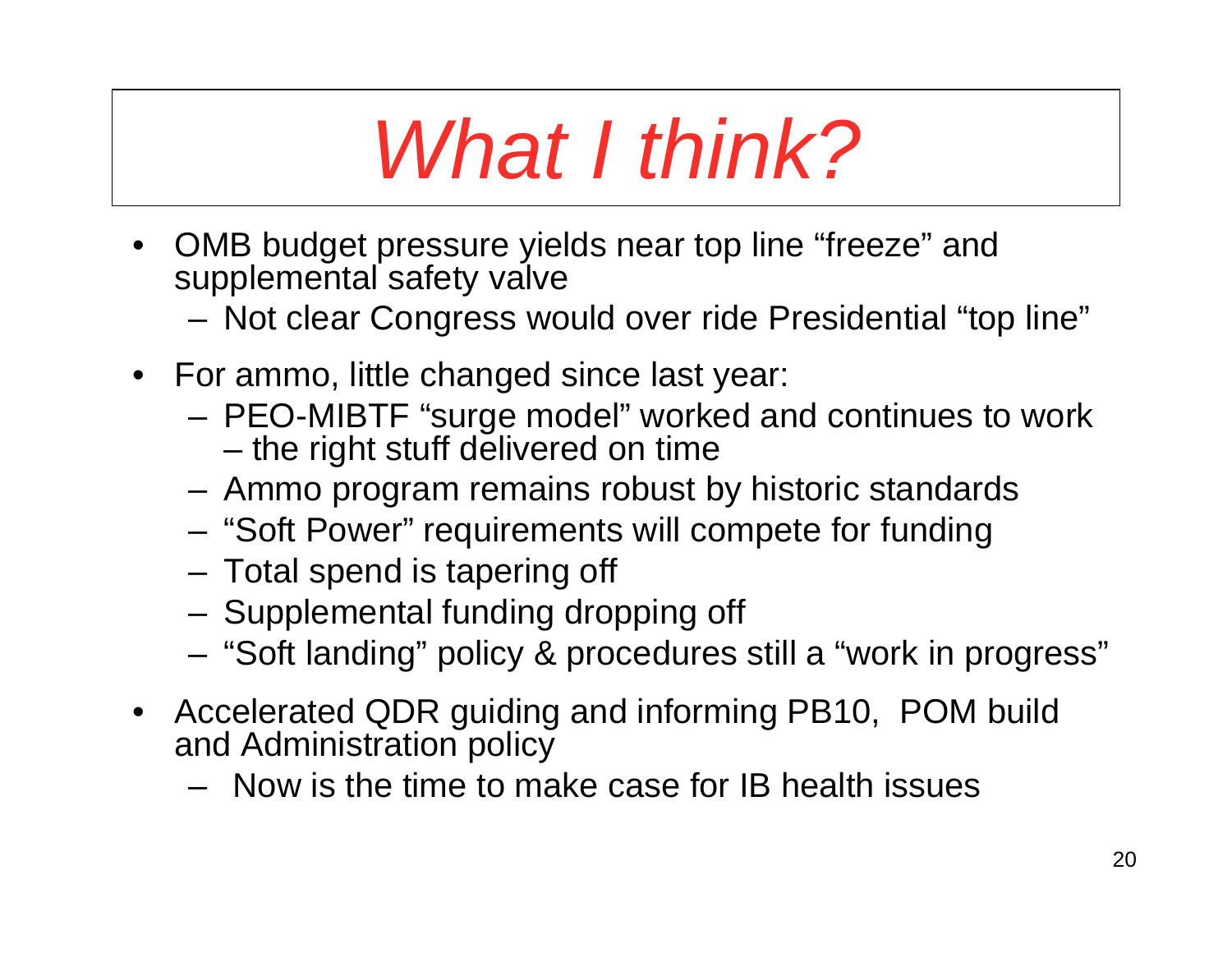# *What I think?*

- OMB budget pressure yields near top line "freeze" and supplemental safety valve
  - Not clear Congress would over ride Presidential "top line"
- For ammo, little changed since last year:
  - PEO-MIBTF "surge model" worked and continues to work – the right stuff delivered on time
  - Ammo program remains robust by historic standards
  - "Soft Power" requirements will compete for funding
  - Total spend is tapering off
  - Supplemental funding dropping off
  - "Soft landing" policy & procedures still a "work in progress"
- Accelerated QDR guiding and informing PB10, POM build and Administration policy
  - Now is the time to make case for IB health issues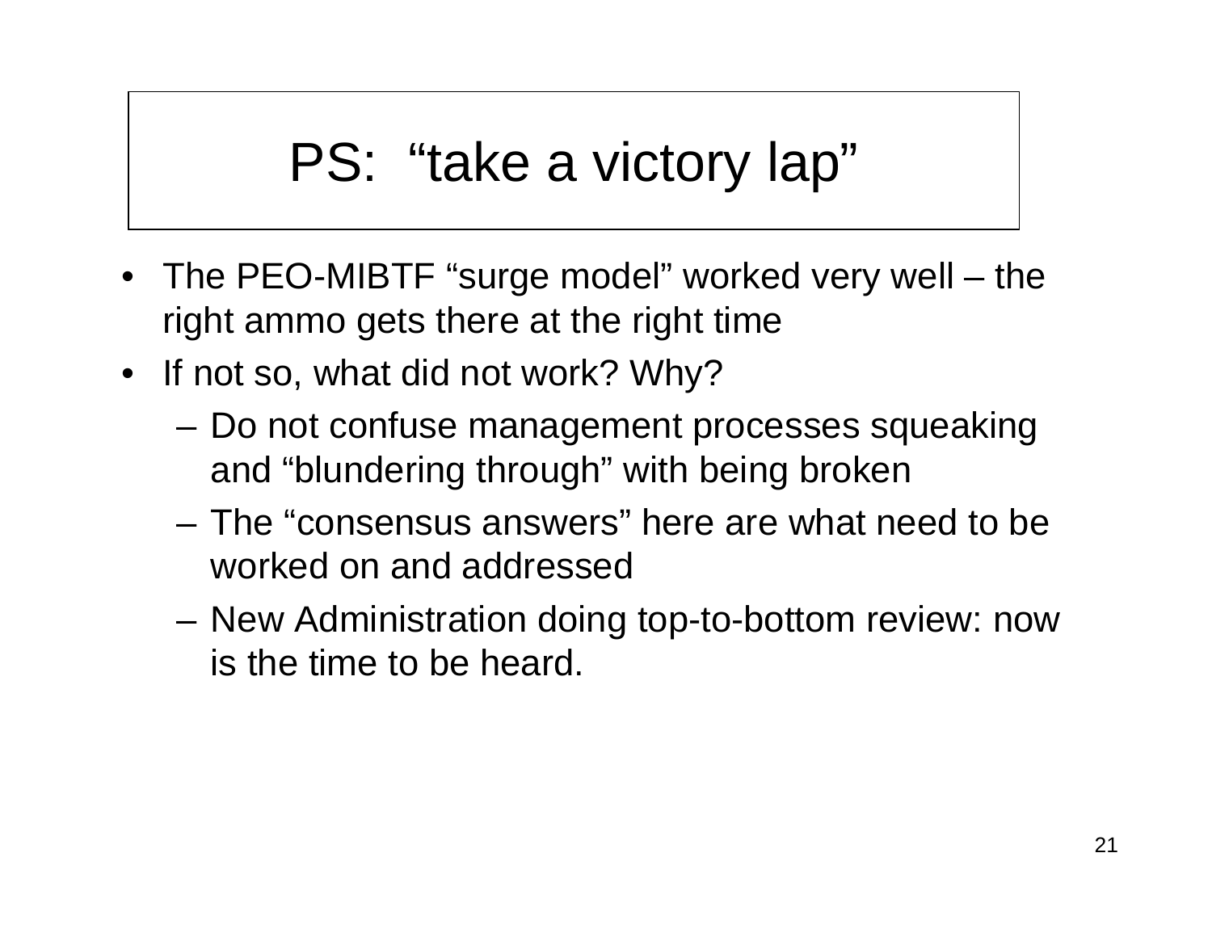# PS: "take a victory lap"

- The PEO-MIBTF "surge model" worked very well – the right ammo gets there at the right time
- If not so, what did not work? Why?
  - Do not confuse management processes squeaking and "blundering through" with being broken
  - The "consensus answers" here are what need to be worked on and addressed
  - New Administration doing top-to-bottom review: now is the time to be heard.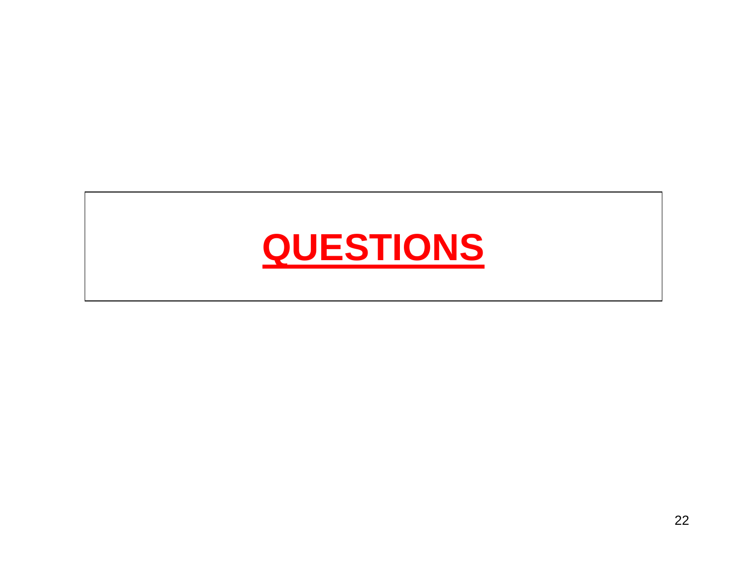# **QUESTIONS**